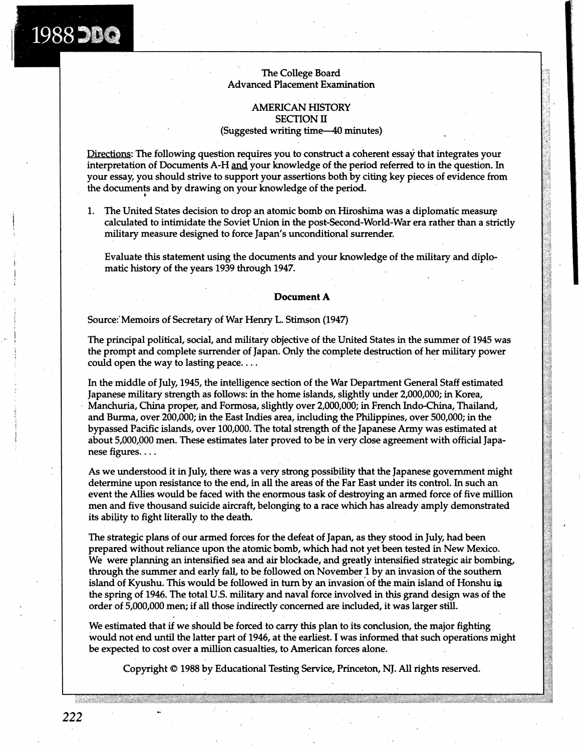# 1988 DBQ

The College Board
Advanced Placement Examination

AMERICAN HISTORY
SECTION II
(Suggested writing time—40 minutes)

Directions: The following question requires you to construct a coherent essay that integrates your interpretation of Documents A-H and your knowledge of the period referred to in the question. In your essay, you should strive to support your assertions both by citing key pieces of evidence from the documents and by drawing on your knowledge of the period.

1. The United States decision to drop an atomic bomb on Hiroshima was a diplomatic measure calculated to intimidate the Soviet Union in the post-Second-World-War era rather than a strictly military measure designed to force Japan's unconditional surrender.

   Evaluate this statement using the documents and your knowledge of the military and diplomatic history of the years 1939 through 1947.

## Document A

Source: Memoirs of Secretary of War Henry L. Stimson (1947)

The principal political, social, and military objective of the United States in the summer of 1945 was the prompt and complete surrender of Japan. Only the complete destruction of her military power could open the way to lasting peace. . . .

In the middle of July, 1945, the intelligence section of the War Department General Staff estimated Japanese military strength as follows: in the home islands, slightly under 2,000,000; in Korea, Manchuria, China proper, and Formosa, slightly over 2,000,000; in French Indo-China, Thailand, and Burma, over 200,000; in the East Indies area, including the Philippines, over 500,000; in the bypassed Pacific islands, over 100,000. The total strength of the Japanese Army was estimated at about 5,000,000 men. These estimates later proved to be in very close agreement with official Japanese figures. . . .

As we understood it in July, there was a very strong possibility that the Japanese government might determine upon resistance to the end, in all the areas of the Far East under its control. In such an event the Allies would be faced with the enormous task of destroying an armed force of five million men and five thousand suicide aircraft, belonging to a race which has already amply demonstrated its ability to fight literally to the death.

The strategic plans of our armed forces for the defeat of Japan, as they stood in July, had been prepared without reliance upon the atomic bomb, which had not yet been tested in New Mexico. We were planning an intensified sea and air blockade, and greatly intensified strategic air bombing, through the summer and early fall, to be followed on November 1 by an invasion of the southern island of Kyushu. This would be followed in turn by an invasion of the main island of Honshu in the spring of 1946. The total U.S. military and naval force involved in this grand design was of the order of 5,000,000 men; if all those indirectly concerned are included, it was larger still.

We estimated that if we should be forced to carry this plan to its conclusion, the major fighting would not end until the latter part of 1946, at the earliest. I was informed that such operations might be expected to cost over a million casualties, to American forces alone.

Copyright © 1988 by Educational Testing Service, Princeton, NJ. All rights reserved.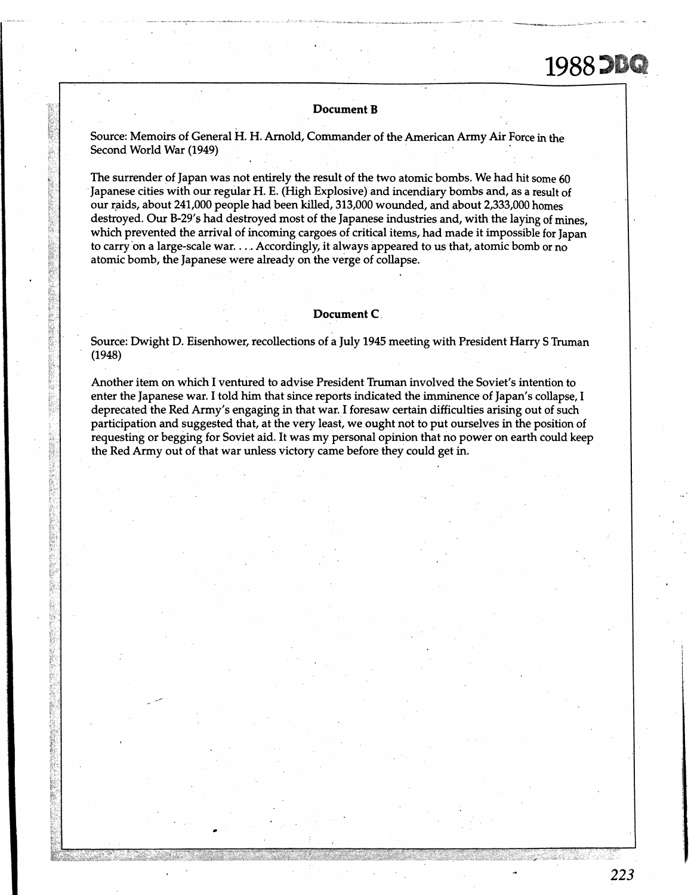### Document B

Source: Memoirs of General H. H. Arnold, Commander of the American Army Air Force in the Second World War (1949)

The surrender of Japan was not entirely the result of the two atomic bombs. We had hit some 60 Japanese cities with our regular H. E. (High Explosive) and incendiary bombs and, as a result of our raids, about 241,000 people had been killed, 313,000 wounded, and about 2,333,000 homes destroyed. Our B-29's had destroyed most of the Japanese industries and, with the laying of mines, which prevented the arrival of incoming cargoes of critical items, had made it impossible for Japan to carry on a large-scale war. . . . Accordingly, it always appeared to us that, atomic bomb or no atomic bomb, the Japanese were already on the verge of collapse.

### Document C

Source: Dwight D. Eisenhower, recollections of a July 1945 meeting with President Harry S Truman (1948)

Another item on which I ventured to advise President Truman involved the Soviet's intention to enter the Japanese war. I told him that since reports indicated the imminence of Japan's collapse, I deprecated the Red Army's engaging in that war. I foresaw certain difficulties arising out of such participation and suggested that, at the very least, we ought not to put ourselves in the position of requesting or begging for Soviet aid. It was my personal opinion that no power on earth could keep the Red Army out of that war unless victory came before they could get in.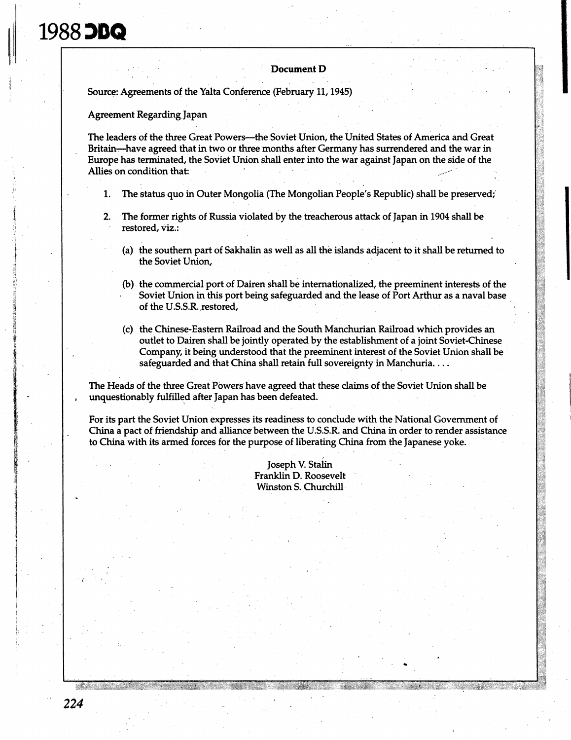## Document D

Source: Agreements of the Yalta Conference (February 11, 1945)

Agreement Regarding Japan

The leaders of the three Great Powers—the Soviet Union, the United States of America and Great Britain—have agreed that in two or three months after Germany has surrendered and the war in Europe has terminated, the Soviet Union shall enter into the war against Japan on the side of the Allies on condition that:

1. The status quo in Outer Mongolia (The Mongolian People's Republic) shall be preserved;

2. The former rights of Russia violated by the treacherous attack of Japan in 1904 shall be restored, viz.:

   (a) the southern part of Sakhalin as well as all the islands adjacent to it shall be returned to the Soviet Union,

   (b) the commercial port of Dairen shall be internationalized, the preeminent interests of the Soviet Union in this port being safeguarded and the lease of Port Arthur as a naval base of the U.S.S.R. restored,

   (c) the Chinese-Eastern Railroad and the South Manchurian Railroad which provides an outlet to Dairen shall be jointly operated by the establishment of a joint Soviet-Chinese Company, it being understood that the preeminent interest of the Soviet Union shall be safeguarded and that China shall retain full sovereignty in Manchuria. . . .

The Heads of the three Great Powers have agreed that these claims of the Soviet Union shall be unquestionably fulfilled after Japan has been defeated.

For its part the Soviet Union expresses its readiness to conclude with the National Government of China a pact of friendship and alliance between the U.S.S.R. and China in order to render assistance to China with its armed forces for the purpose of liberating China from the Japanese yoke.

Joseph V. Stalin
Franklin D. Roosevelt
Winston S. Churchill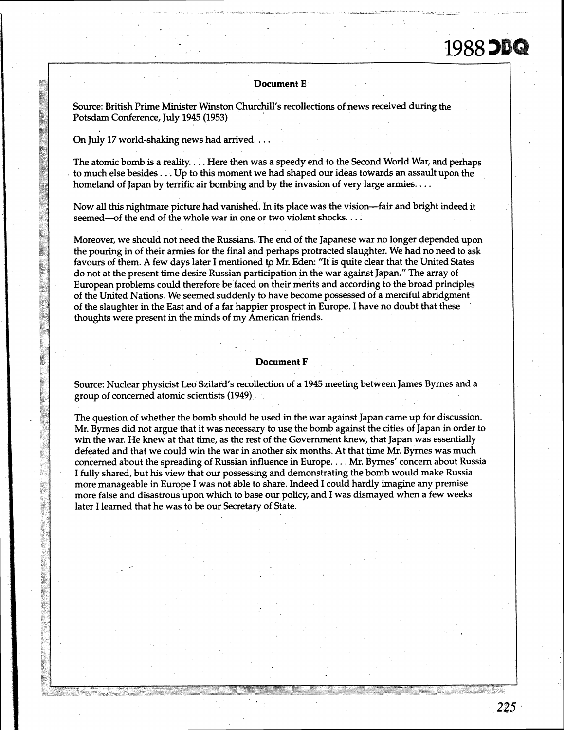## Document E

Source: British Prime Minister Winston Churchill's recollections of news received during the Potsdam Conference, July 1945 (1953)

On July 17 world-shaking news had arrived. . . .

The atomic bomb is a reality. . . . Here then was a speedy end to the Second World War, and perhaps to much else besides . . . Up to this moment we had shaped our ideas towards an assault upon the homeland of Japan by terrific air bombing and by the invasion of very large armies. . . .

Now all this nightmare picture had vanished. In its place was the vision—fair and bright indeed it seemed—of the end of the whole war in one or two violent shocks. . . .

Moreover, we should not need the Russians. The end of the Japanese war no longer depended upon the pouring in of their armies for the final and perhaps protracted slaughter. We had no need to ask favours of them. A few days later I mentioned to Mr. Eden: "It is quite clear that the United States do not at the present time desire Russian participation in the war against Japan." The array of European problems could therefore be faced on their merits and according to the broad principles of the United Nations. We seemed suddenly to have become possessed of a merciful abridgment of the slaughter in the East and of a far happier prospect in Europe. I have no doubt that these thoughts were present in the minds of my American friends.

## Document F

Source: Nuclear physicist Leo Szilard's recollection of a 1945 meeting between James Byrnes and a group of concerned atomic scientists (1949)

The question of whether the bomb should be used in the war against Japan came up for discussion. Mr. Byrnes did not argue that it was necessary to use the bomb against the cities of Japan in order to win the war. He knew at that time, as the rest of the Government knew, that Japan was essentially defeated and that we could win the war in another six months. At that time Mr. Byrnes was much concerned about the spreading of Russian influence in Europe. . . . Mr. Byrnes' concern about Russia I fully shared, but his view that our possessing and demonstrating the bomb would make Russia more manageable in Europe I was not able to share. Indeed I could hardly imagine any premise more false and disastrous upon which to base our policy, and I was dismayed when a few weeks later I learned that he was to be our Secretary of State.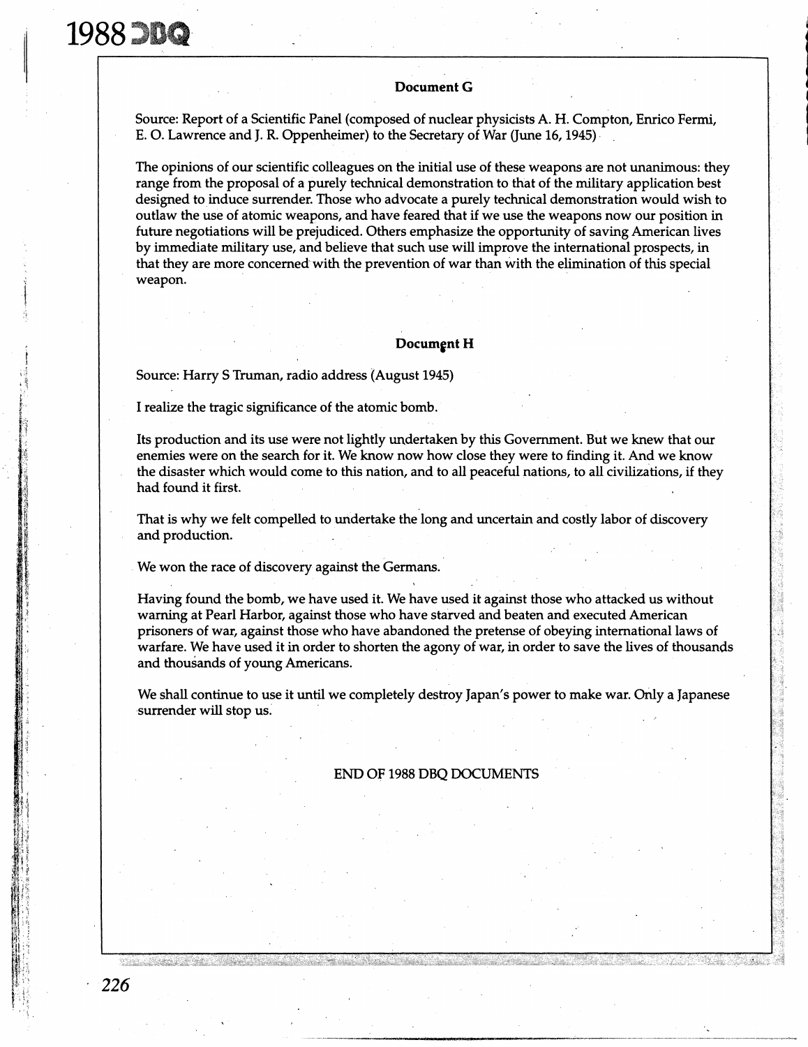### Document G

Source: Report of a Scientific Panel (composed of nuclear physicists A. H. Compton, Enrico Fermi, E. O. Lawrence and J. R. Oppenheimer) to the Secretary of War (June 16, 1945)

The opinions of our scientific colleagues on the initial use of these weapons are not unanimous: they range from the proposal of a purely technical demonstration to that of the military application best designed to induce surrender. Those who advocate a purely technical demonstration would wish to outlaw the use of atomic weapons, and have feared that if we use the weapons now our position in future negotiations will be prejudiced. Others emphasize the opportunity of saving American lives by immediate military use, and believe that such use will improve the international prospects, in that they are more concerned with the prevention of war than with the elimination of this special weapon.

### Document H

Source: Harry S Truman, radio address (August 1945)

I realize the tragic significance of the atomic bomb.

Its production and its use were not lightly undertaken by this Government. But we knew that our enemies were on the search for it. We know now how close they were to finding it. And we know the disaster which would come to this nation, and to all peaceful nations, to all civilizations, if they had found it first.

That is why we felt compelled to undertake the long and uncertain and costly labor of discovery and production.

We won the race of discovery against the Germans.

Having found the bomb, we have used it. We have used it against those who attacked us without warning at Pearl Harbor, against those who have starved and beaten and executed American prisoners of war, against those who have abandoned the pretense of obeying international laws of warfare. We have used it in order to shorten the agony of war, in order to save the lives of thousands and thousands of young Americans.

We shall continue to use it until we completely destroy Japan's power to make war. Only a Japanese surrender will stop us.

END OF 1988 DBQ DOCUMENTS